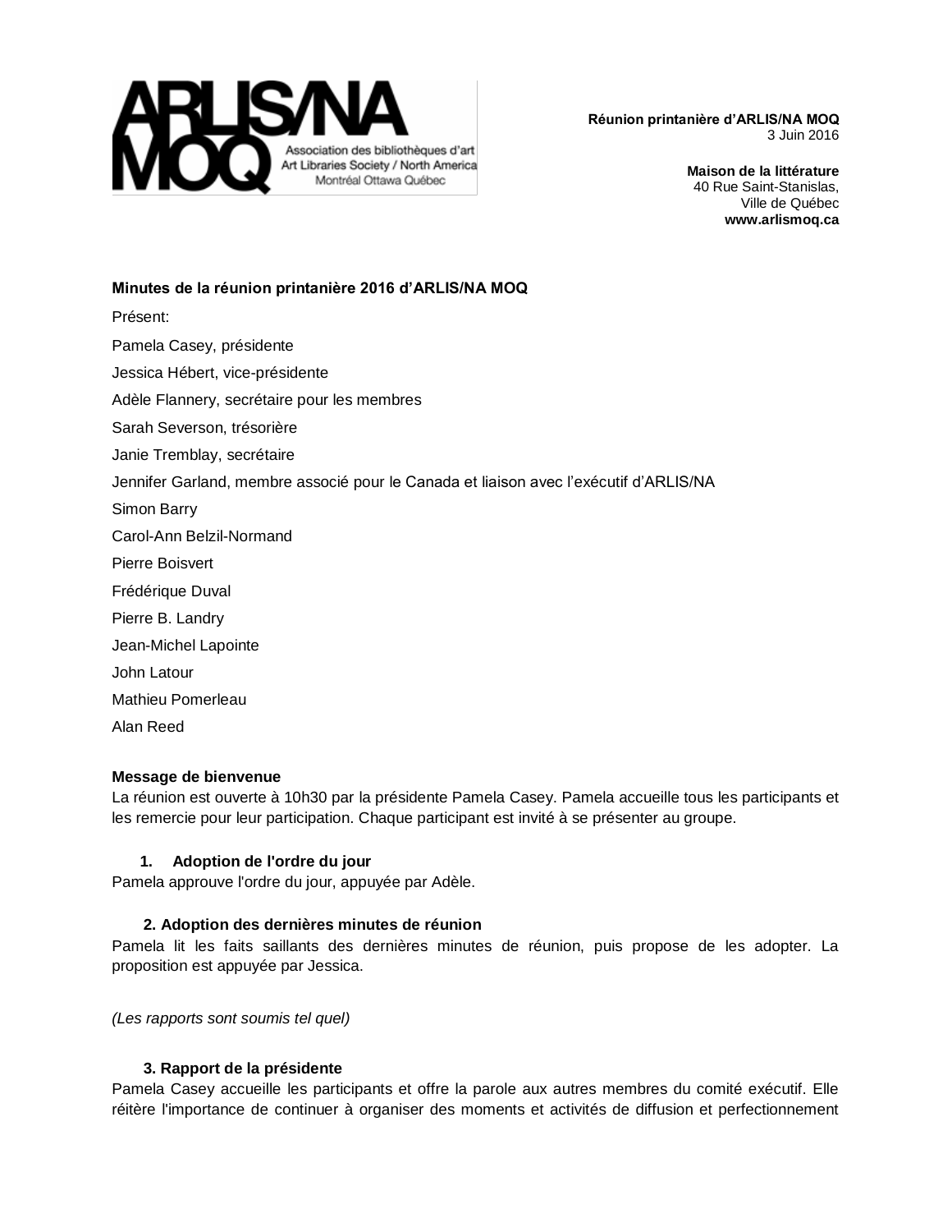**Réunion printanière d'ARLIS/NA MOQ**
3 Juin 2016

**Maison de la littérature**
40 Rue Saint-Stanislas,
Ville de Québec
**www.arlismoq.ca**

## Minutes de la réunion printanière 2016 d'ARLIS/NA MOQ

Présent:

Pamela Casey, présidente

Jessica Hébert, vice-présidente

Adèle Flannery, secrétaire pour les membres

Sarah Severson, trésorière

Janie Tremblay, secrétaire

Jennifer Garland, membre associé pour le Canada et liaison avec l'exécutif d'ARLIS/NA

Simon Barry

Carol-Ann Belzil-Normand

Pierre Boisvert

Frédérique Duval

Pierre B. Landry

Jean-Michel Lapointe

John Latour

Mathieu Pomerleau

Alan Reed

### Message de bienvenue

La réunion est ouverte à 10h30 par la présidente Pamela Casey. Pamela accueille tous les participants et les remercie pour leur participation. Chaque participant est invité à se présenter au groupe.

### 1. Adoption de l'ordre du jour

Pamela approuve l'ordre du jour, appuyée par Adèle.

### 2. Adoption des dernières minutes de réunion

Pamela lit les faits saillants des dernières minutes de réunion, puis propose de les adopter. La proposition est appuyée par Jessica.

*(Les rapports sont soumis tel quel)*

### 3. Rapport de la présidente

Pamela Casey accueille les participants et offre la parole aux autres membres du comité exécutif. Elle réitère l'importance de continuer à organiser des moments et activités de diffusion et perfectionnement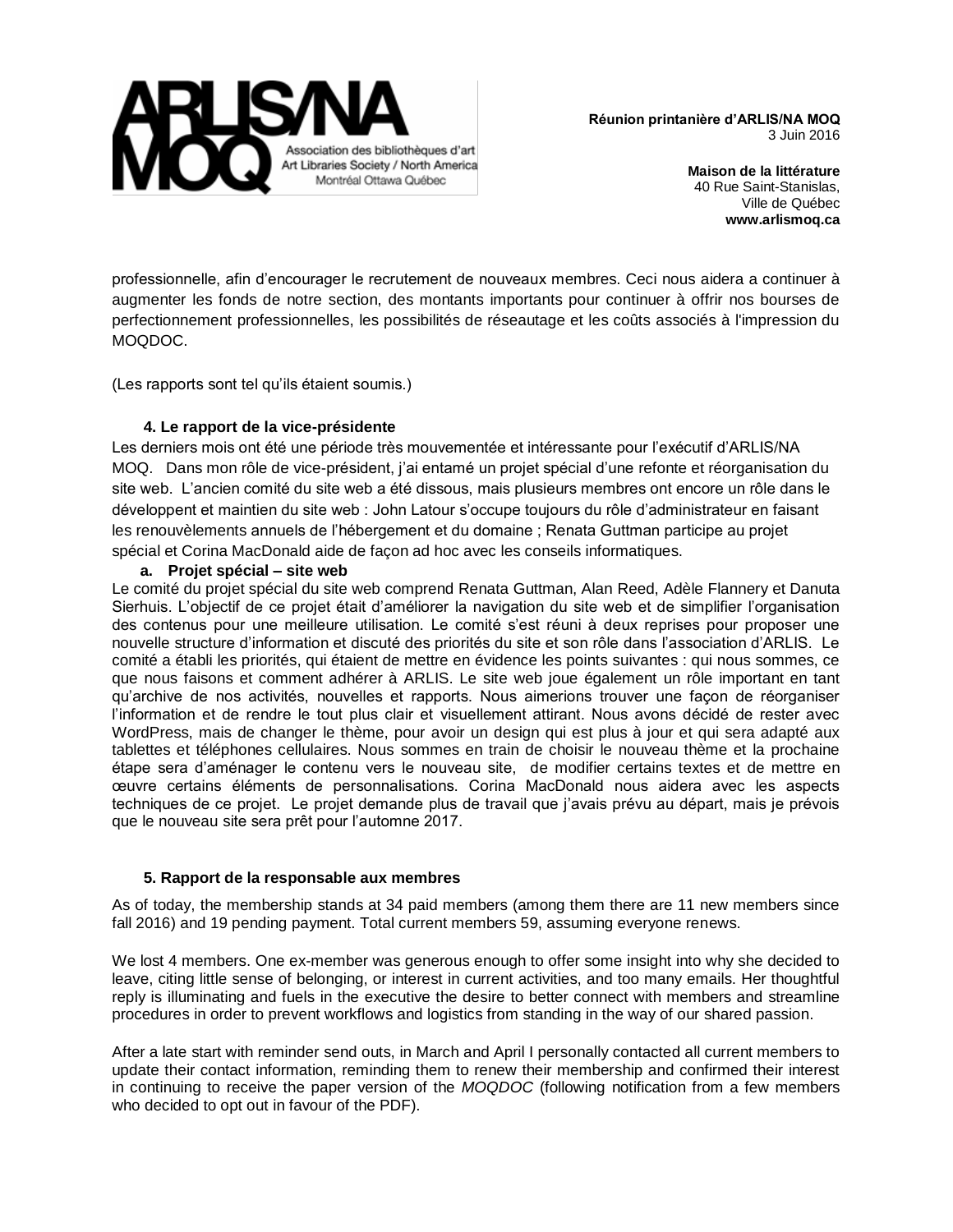professionnelle, afin d'encourager le recrutement de nouveaux membres. Ceci nous aidera a continuer à augmenter les fonds de notre section, des montants importants pour continuer à offrir nos bourses de perfectionnement professionnelles, les possibilités de réseautage et les coûts associés à l'impression du MOQDOC.

(Les rapports sont tel qu'ils étaient soumis.)

### 4. Le rapport de la vice-présidente

Les derniers mois ont été une période très mouvementée et intéressante pour l'exécutif d'ARLIS/NA MOQ. Dans mon rôle de vice-président, j'ai entamé un projet spécial d'une refonte et réorganisation du site web. L'ancien comité du site web a été dissous, mais plusieurs membres ont encore un rôle dans le développent et maintien du site web : John Latour s'occupe toujours du rôle d'administrateur en faisant les renouvèlements annuels de l'hébergement et du domaine ; Renata Guttman participe au projet spécial et Corina MacDonald aide de façon ad hoc avec les conseils informatiques.

#### a. Projet spécial – site web

Le comité du projet spécial du site web comprend Renata Guttman, Alan Reed, Adèle Flannery et Danuta Sierhuis. L'objectif de ce projet était d'améliorer la navigation du site web et de simplifier l'organisation des contenus pour une meilleure utilisation. Le comité s'est réuni à deux reprises pour proposer une nouvelle structure d'information et discuté des priorités du site et son rôle dans l'association d'ARLIS. Le comité a établi les priorités, qui étaient de mettre en évidence les points suivantes : qui nous sommes, ce que nous faisons et comment adhérer à ARLIS. Le site web joue également un rôle important en tant qu'archive de nos activités, nouvelles et rapports. Nous aimerions trouver une façon de réorganiser l'information et de rendre le tout plus clair et visuellement attirant. Nous avons décidé de rester avec WordPress, mais de changer le thème, pour avoir un design qui est plus à jour et qui sera adapté aux tablettes et téléphones cellulaires. Nous sommes en train de choisir le nouveau thème et la prochaine étape sera d'aménager le contenu vers le nouveau site, de modifier certains textes et de mettre en œuvre certains éléments de personnalisations. Corina MacDonald nous aidera avec les aspects techniques de ce projet. Le projet demande plus de travail que j'avais prévu au départ, mais je prévois que le nouveau site sera prêt pour l'automne 2017.

### 5. Rapport de la responsable aux membres

As of today, the membership stands at 34 paid members (among them there are 11 new members since fall 2016) and 19 pending payment. Total current members 59, assuming everyone renews.

We lost 4 members. One ex-member was generous enough to offer some insight into why she decided to leave, citing little sense of belonging, or interest in current activities, and too many emails. Her thoughtful reply is illuminating and fuels in the executive the desire to better connect with members and streamline procedures in order to prevent workflows and logistics from standing in the way of our shared passion.

After a late start with reminder send outs, in March and April I personally contacted all current members to update their contact information, reminding them to renew their membership and confirmed their interest in continuing to receive the paper version of the *MOQDOC* (following notification from a few members who decided to opt out in favour of the PDF).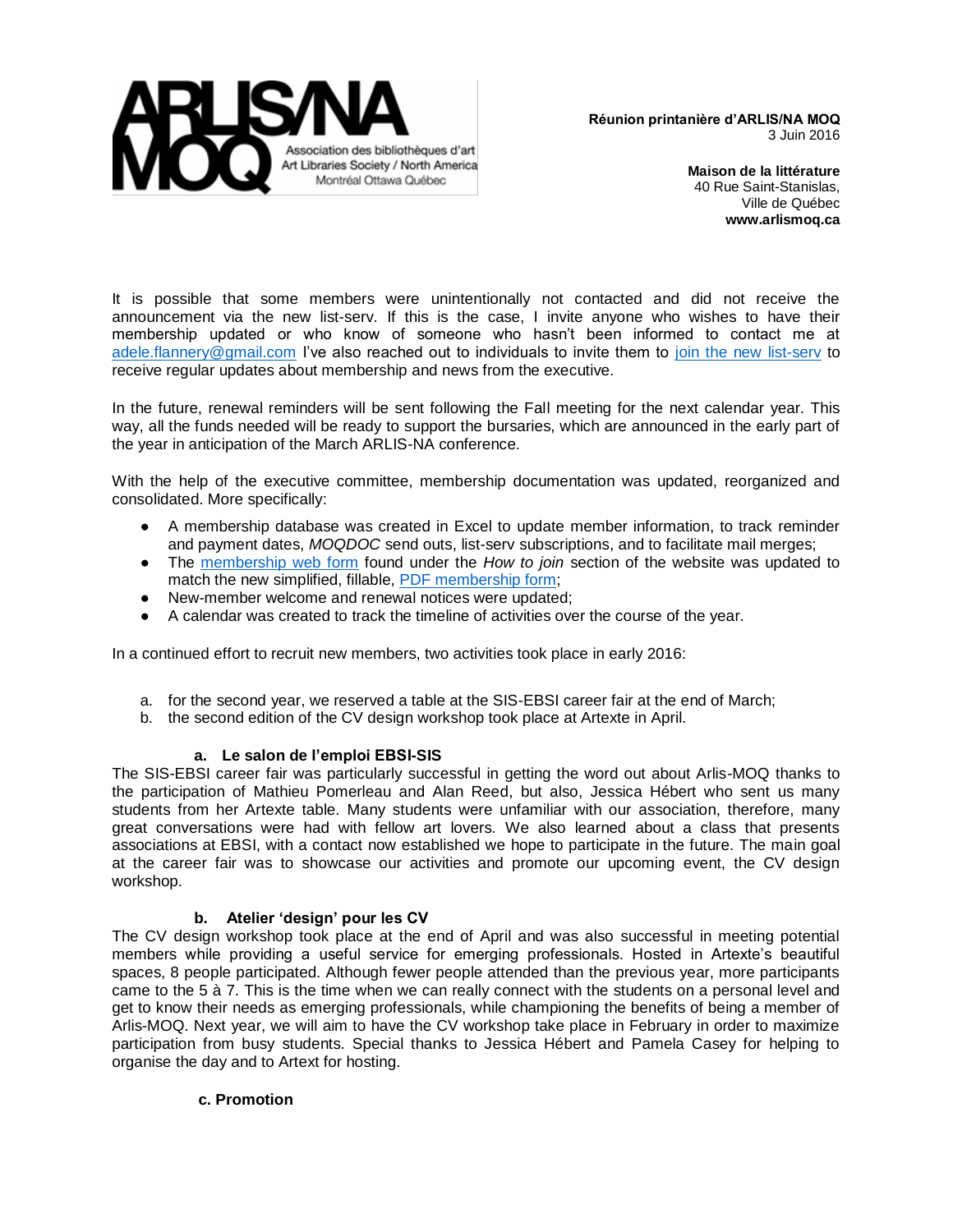It is possible that some members were unintentionally not contacted and did not receive the announcement via the new list-serv. If this is the case, I invite anyone who wishes to have their membership updated or who know of someone who hasn't been informed to contact me at adele.flannery@gmail.com I've also reached out to individuals to invite them to join the new list-serv to receive regular updates about membership and news from the executive.

In the future, renewal reminders will be sent following the Fall meeting for the next calendar year. This way, all the funds needed will be ready to support the bursaries, which are announced in the early part of the year in anticipation of the March ARLIS-NA conference.

With the help of the executive committee, membership documentation was updated, reorganized and consolidated. More specifically:

- A membership database was created in Excel to update member information, to track reminder and payment dates, *MOQDOC* send outs, list-serv subscriptions, and to facilitate mail merges;
- The membership web form found under the *How to join* section of the website was updated to match the new simplified, fillable, PDF membership form;
- New-member welcome and renewal notices were updated;
- A calendar was created to track the timeline of activities over the course of the year.

In a continued effort to recruit new members, two activities took place in early 2016:

a. for the second year, we reserved a table at the SIS-EBSI career fair at the end of March;
b. the second edition of the CV design workshop took place at Artexte in April.

### a. Le salon de l'emploi EBSI-SIS

The SIS-EBSI career fair was particularly successful in getting the word out about Arlis-MOQ thanks to the participation of Mathieu Pomerleau and Alan Reed, but also, Jessica Hébert who sent us many students from her Artexte table. Many students were unfamiliar with our association, therefore, many great conversations were had with fellow art lovers. We also learned about a class that presents associations at EBSI, with a contact now established we hope to participate in the future. The main goal at the career fair was to showcase our activities and promote our upcoming event, the CV design workshop.

### b. Atelier 'design' pour les CV

The CV design workshop took place at the end of April and was also successful in meeting potential members while providing a useful service for emerging professionals. Hosted in Artexte's beautiful spaces, 8 people participated. Although fewer people attended than the previous year, more participants came to the 5 à 7. This is the time when we can really connect with the students on a personal level and get to know their needs as emerging professionals, while championing the benefits of being a member of Arlis-MOQ. Next year, we will aim to have the CV workshop take place in February in order to maximize participation from busy students. Special thanks to Jessica Hébert and Pamela Casey for helping to organise the day and to Artext for hosting.

### c. Promotion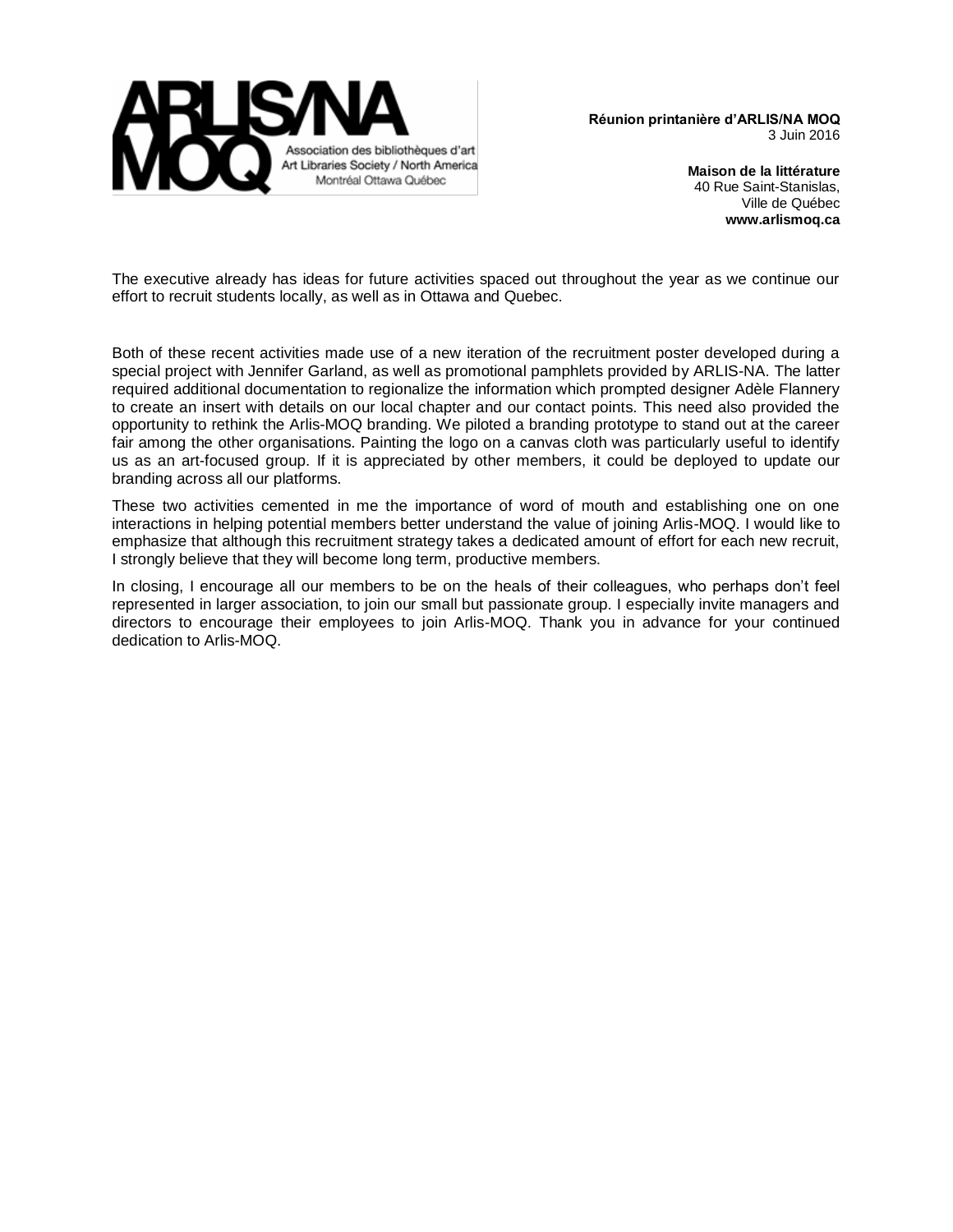The executive already has ideas for future activities spaced out throughout the year as we continue our effort to recruit students locally, as well as in Ottawa and Quebec.

Both of these recent activities made use of a new iteration of the recruitment poster developed during a special project with Jennifer Garland, as well as promotional pamphlets provided by ARLIS-NA. The latter required additional documentation to regionalize the information which prompted designer Adèle Flannery to create an insert with details on our local chapter and our contact points. This need also provided the opportunity to rethink the Arlis-MOQ branding. We piloted a branding prototype to stand out at the career fair among the other organisations. Painting the logo on a canvas cloth was particularly useful to identify us as an art-focused group. If it is appreciated by other members, it could be deployed to update our branding across all our platforms.

These two activities cemented in me the importance of word of mouth and establishing one on one interactions in helping potential members better understand the value of joining Arlis-MOQ. I would like to emphasize that although this recruitment strategy takes a dedicated amount of effort for each new recruit, I strongly believe that they will become long term, productive members.

In closing, I encourage all our members to be on the heals of their colleagues, who perhaps don't feel represented in larger association, to join our small but passionate group. I especially invite managers and directors to encourage their employees to join Arlis-MOQ. Thank you in advance for your continued dedication to Arlis-MOQ.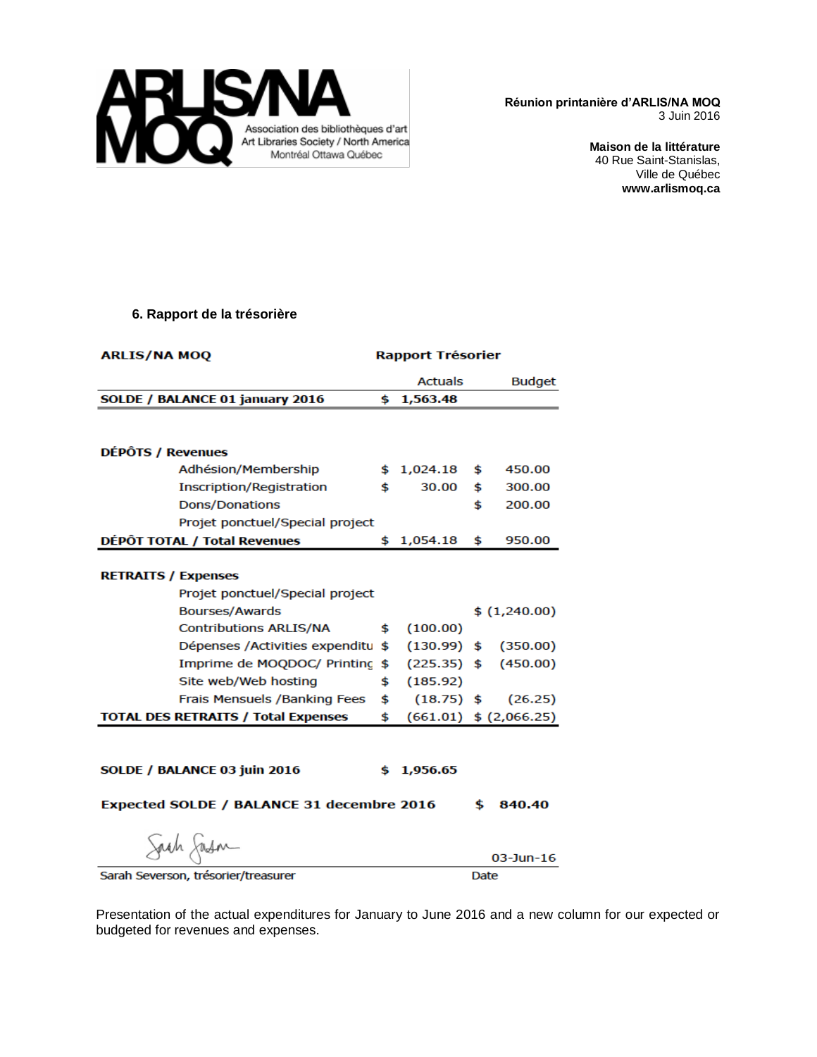**Réunion printanière d'ARLIS/NA MOQ**
3 Juin 2016

**Maison de la littérature**
40 Rue Saint-Stanislas,
Ville de Québec
**www.arlismoq.ca**

### 6. Rapport de la trésorière

| **ARLIS/NA MOQ** | **Rapport Trésorier** | |
|---|---|---|
| | Actuals | Budget |
| **SOLDE / BALANCE 01 january 2016** | **$ 1,563.48** | |
| | | |
| **DÉPÔTS / Revenues** | | |
| Adhésion/Membership | $ 1,024.18 | $ 450.00 |
| Inscription/Registration | $ 30.00 | $ 300.00 |
| Dons/Donations | | $ 200.00 |
| Projet ponctuel/Special project | | |
| **DÉPÔT TOTAL / Total Revenues** | **$ 1,054.18** | **$ 950.00** |
| | | |
| **RETRAITS / Expenses** | | |
| Projet ponctuel/Special project | | |
| Bourses/Awards | | $ (1,240.00) |
| Contributions ARLIS/NA | $ (100.00) | |
| Dépenses /Activities expenditu | $ (130.99) | $ (350.00) |
| Imprime de MOQDOC/ Printinç | $ (225.35) | $ (450.00) |
| Site web/Web hosting | $ (185.92) | |
| Frais Mensuels /Banking Fees | $ (18.75) | $ (26.25) |
| **TOTAL DES RETRAITS / Total Expenses** | **$ (661.01)** | **$ (2,066.25)** |
| | | |
| **SOLDE / BALANCE 03 juin 2016** | **$ 1,956.65** | |
| | | |
| **Expected SOLDE / BALANCE 31 decembre 2016** | | **$ 840.40** |

Sarah Severson, trésorier/treasurer — Date: 03-Jun-16

Presentation of the actual expenditures for January to June 2016 and a new column for our expected or budgeted for revenues and expenses.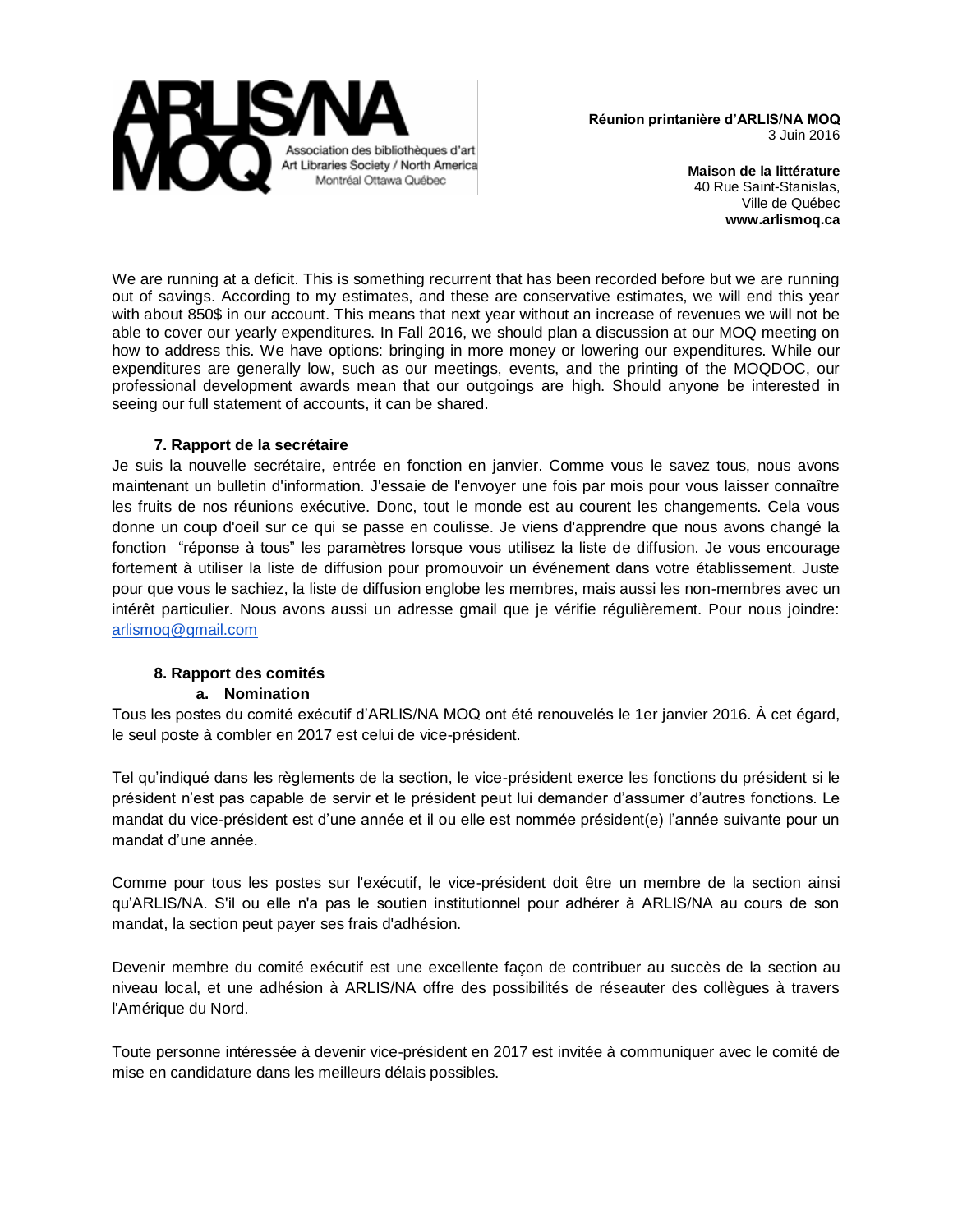We are running at a deficit. This is something recurrent that has been recorded before but we are running out of savings. According to my estimates, and these are conservative estimates, we will end this year with about 850$ in our account. This means that next year without an increase of revenues we will not be able to cover our yearly expenditures. In Fall 2016, we should plan a discussion at our MOQ meeting on how to address this. We have options: bringing in more money or lowering our expenditures. While our expenditures are generally low, such as our meetings, events, and the printing of the MOQDOC, our professional development awards mean that our outgoings are high. Should anyone be interested in seeing our full statement of accounts, it can be shared.

### 7. Rapport de la secrétaire

Je suis la nouvelle secrétaire, entrée en fonction en janvier. Comme vous le savez tous, nous avons maintenant un bulletin d'information. J'essaie de l'envoyer une fois par mois pour vous laisser connaître les fruits de nos réunions exécutive. Donc, tout le monde est au courent les changements. Cela vous donne un coup d'oeil sur ce qui se passe en coulisse. Je viens d'apprendre que nous avons changé la fonction "réponse à tous" les paramètres lorsque vous utilisez la liste de diffusion. Je vous encourage fortement à utiliser la liste de diffusion pour promouvoir un événement dans votre établissement. Juste pour que vous le sachiez, la liste de diffusion englobe les membres, mais aussi les non-membres avec un intérêt particulier. Nous avons aussi un adresse gmail que je vérifie régulièrement. Pour nous joindre: arlismoq@gmail.com

### 8. Rapport des comités

#### a. Nomination

Tous les postes du comité exécutif d'ARLIS/NA MOQ ont été renouvelés le 1er janvier 2016. À cet égard, le seul poste à combler en 2017 est celui de vice-président.

Tel qu'indiqué dans les règlements de la section, le vice-président exerce les fonctions du président si le président n'est pas capable de servir et le président peut lui demander d'assumer d'autres fonctions. Le mandat du vice-président est d'une année et il ou elle est nommée président(e) l'année suivante pour un mandat d'une année.

Comme pour tous les postes sur l'exécutif, le vice-président doit être un membre de la section ainsi qu'ARLIS/NA. S'il ou elle n'a pas le soutien institutionnel pour adhérer à ARLIS/NA au cours de son mandat, la section peut payer ses frais d'adhésion.

Devenir membre du comité exécutif est une excellente façon de contribuer au succès de la section au niveau local, et une adhésion à ARLIS/NA offre des possibilités de réseauter des collègues à travers l'Amérique du Nord.

Toute personne intéressée à devenir vice-président en 2017 est invitée à communiquer avec le comité de mise en candidature dans les meilleurs délais possibles.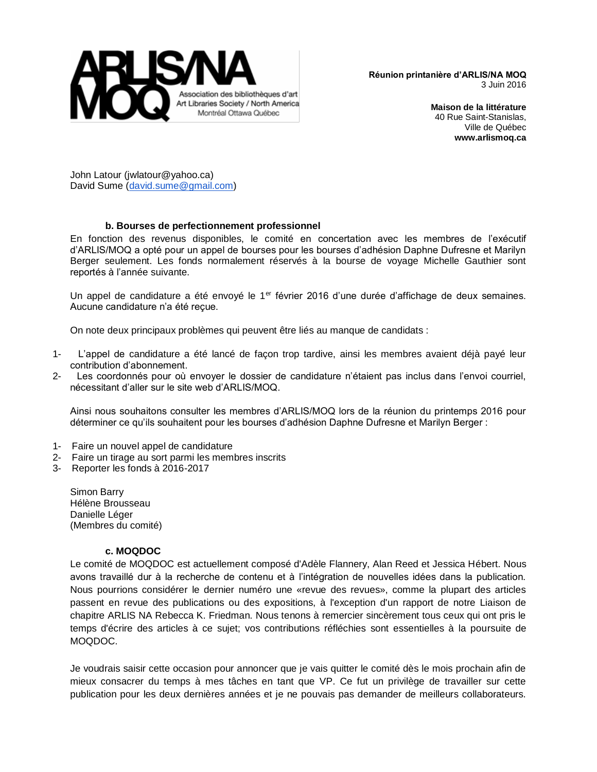John Latour (jwlatour@yahoo.ca)
David Sume (david.sume@gmail.com)

### b. Bourses de perfectionnement professionnel

En fonction des revenus disponibles, le comité en concertation avec les membres de l'exécutif d'ARLIS/MOQ a opté pour un appel de bourses pour les bourses d'adhésion Daphne Dufresne et Marilyn Berger seulement. Les fonds normalement réservés à la bourse de voyage Michelle Gauthier sont reportés à l'année suivante.

Un appel de candidature a été envoyé le 1er février 2016 d'une durée d'affichage de deux semaines. Aucune candidature n'a été reçue.

On note deux principaux problèmes qui peuvent être liés au manque de candidats :

1- L'appel de candidature a été lancé de façon trop tardive, ainsi les membres avaient déjà payé leur contribution d'abonnement.
2- Les coordonnés pour où envoyer le dossier de candidature n'étaient pas inclus dans l'envoi courriel, nécessitant d'aller sur le site web d'ARLIS/MOQ.

Ainsi nous souhaitons consulter les membres d'ARLIS/MOQ lors de la réunion du printemps 2016 pour déterminer ce qu'ils souhaitent pour les bourses d'adhésion Daphne Dufresne et Marilyn Berger :

1- Faire un nouvel appel de candidature
2- Faire un tirage au sort parmi les membres inscrits
3- Reporter les fonds à 2016-2017

Simon Barry
Hélène Brousseau
Danielle Léger
(Membres du comité)

### c. MOQDOC

Le comité de MOQDOC est actuellement composé d'Adèle Flannery, Alan Reed et Jessica Hébert. Nous avons travaillé dur à la recherche de contenu et à l'intégration de nouvelles idées dans la publication. Nous pourrions considérer le dernier numéro une «revue des revues», comme la plupart des articles passent en revue des publications ou des expositions, à l'exception d'un rapport de notre Liaison de chapitre ARLIS NA Rebecca K. Friedman. Nous tenons à remercier sincèrement tous ceux qui ont pris le temps d'écrire des articles à ce sujet; vos contributions réfléchies sont essentielles à la poursuite de MOQDOC.

Je voudrais saisir cette occasion pour annoncer que je vais quitter le comité dès le mois prochain afin de mieux consacrer du temps à mes tâches en tant que VP. Ce fut un privilège de travailler sur cette publication pour les deux dernières années et je ne pouvais pas demander de meilleurs collaborateurs.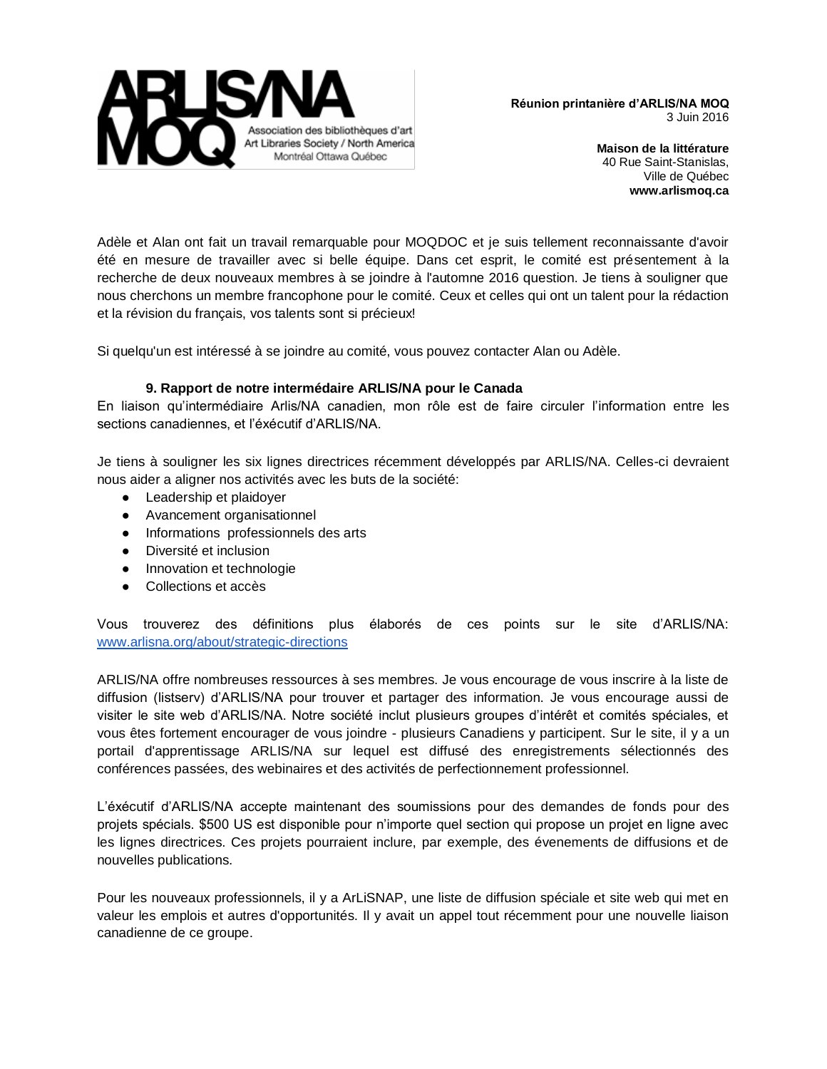Adèle et Alan ont fait un travail remarquable pour MOQDOC et je suis tellement reconnaissante d'avoir été en mesure de travailler avec si belle équipe. Dans cet esprit, le comité est présentement à la recherche de deux nouveaux membres à se joindre à l'automne 2016 question. Je tiens à souligner que nous cherchons un membre francophone pour le comité. Ceux et celles qui ont un talent pour la rédaction et la révision du français, vos talents sont si précieux!

Si quelqu'un est intéressé à se joindre au comité, vous pouvez contacter Alan ou Adèle.

### 9. Rapport de notre intermédaire ARLIS/NA pour le Canada

En liaison qu'intermédiaire Arlis/NA canadien, mon rôle est de faire circuler l'information entre les sections canadiennes, et l'éxécutif d'ARLIS/NA.

Je tiens à souligner les six lignes directrices récemment développés par ARLIS/NA. Celles-ci devraient nous aider a aligner nos activités avec les buts de la société:

- Leadership et plaidoyer
- Avancement organisationnel
- Informations professionnels des arts
- Diversité et inclusion
- Innovation et technologie
- Collections et accès

Vous trouverez des définitions plus élaborés de ces points sur le site d'ARLIS/NA: [www.arlisna.org/about/strategic-directions](http://www.arlisna.org/about/strategic-directions)

ARLIS/NA offre nombreuses ressources à ses membres. Je vous encourage de vous inscrire à la liste de diffusion (listserv) d'ARLIS/NA pour trouver et partager des information. Je vous encourage aussi de visiter le site web d'ARLIS/NA. Notre société inclut plusieurs groupes d'intérêt et comités spéciales, et vous êtes fortement encourager de vous joindre - plusieurs Canadiens y participent. Sur le site, il y a un portail d'apprentissage ARLIS/NA sur lequel est diffusé des enregistrements sélectionnés des conférences passées, des webinaires et des activités de perfectionnement professionnel.

L'éxécutif d'ARLIS/NA accepte maintenant des soumissions pour des demandes de fonds pour des projets spécials. $500 US est disponible pour n'importe quel section qui propose un projet en ligne avec les lignes directrices. Ces projets pourraient inclure, par exemple, des évenements de diffusions et de nouvelles publications.

Pour les nouveaux professionnels, il y a ArLiSNAP, une liste de diffusion spéciale et site web qui met en valeur les emplois et autres d'opportunités. Il y avait un appel tout récemment pour une nouvelle liaison canadienne de ce groupe.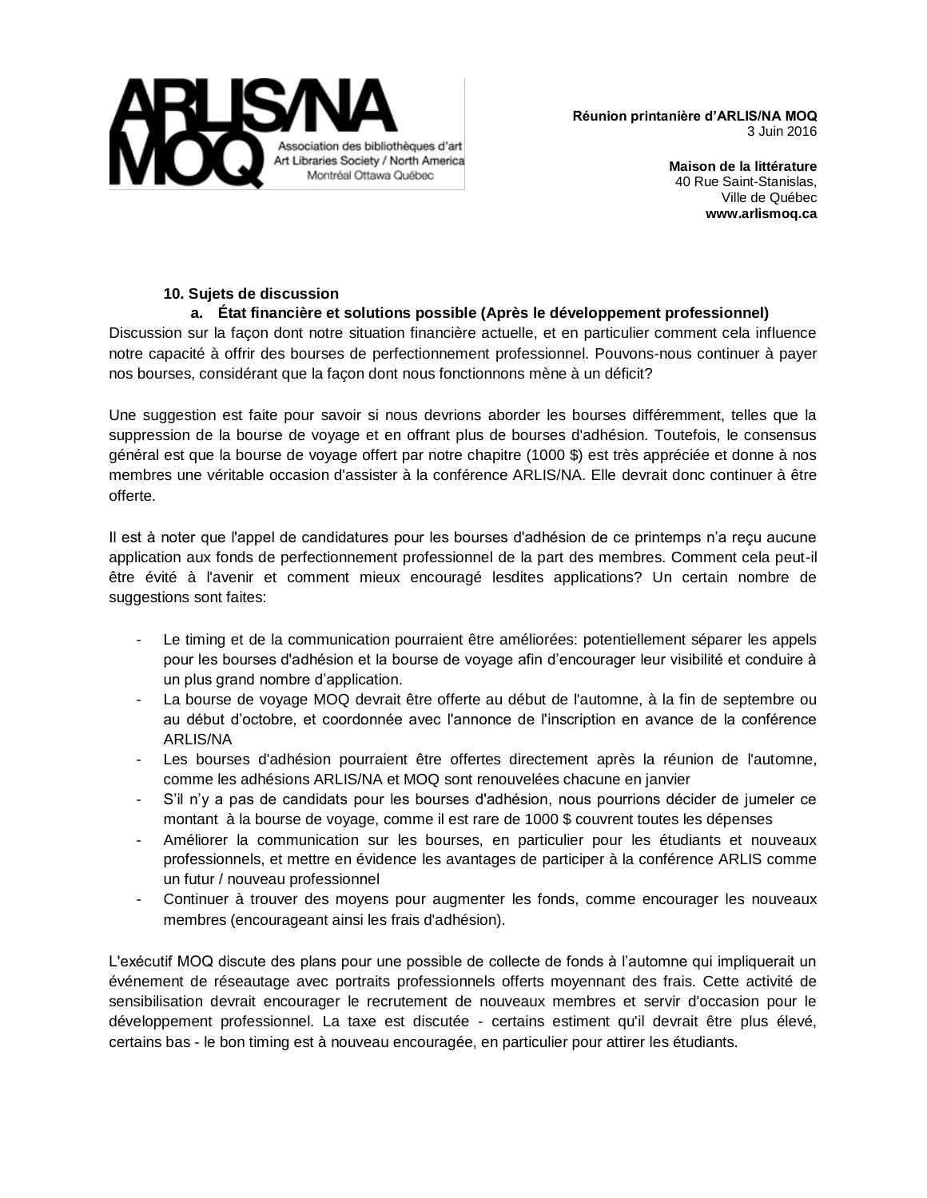**Réunion printanière d'ARLIS/NA MOQ**
3 Juin 2016

**Maison de la littérature**
40 Rue Saint-Stanislas,
Ville de Québec
**www.arlismoq.ca**

**10. Sujets de discussion**

**a. État financière et solutions possible (Après le développement professionnel)**

Discussion sur la façon dont notre situation financière actuelle, et en particulier comment cela influence notre capacité à offrir des bourses de perfectionnement professionnel. Pouvons-nous continuer à payer nos bourses, considérant que la façon dont nous fonctionnons mène à un déficit?

Une suggestion est faite pour savoir si nous devrions aborder les bourses différemment, telles que la suppression de la bourse de voyage et en offrant plus de bourses d'adhésion. Toutefois, le consensus général est que la bourse de voyage offert par notre chapitre (1000 $) est très appréciée et donne à nos membres une véritable occasion d'assister à la conférence ARLIS/NA. Elle devrait donc continuer à être offerte.

Il est à noter que l'appel de candidatures pour les bourses d'adhésion de ce printemps n'a reçu aucune application aux fonds de perfectionnement professionnel de la part des membres. Comment cela peut-il être évité à l'avenir et comment mieux encouragé lesdites applications? Un certain nombre de suggestions sont faites:

- Le timing et de la communication pourraient être améliorées: potentiellement séparer les appels pour les bourses d'adhésion et la bourse de voyage afin d'encourager leur visibilité et conduire à un plus grand nombre d'application.
- La bourse de voyage MOQ devrait être offerte au début de l'automne, à la fin de septembre ou au début d'octobre, et coordonnée avec l'annonce de l'inscription en avance de la conférence ARLIS/NA
- Les bourses d'adhésion pourraient être offertes directement après la réunion de l'automne, comme les adhésions ARLIS/NA et MOQ sont renouvelées chacune en janvier
- S'il n'y a pas de candidats pour les bourses d'adhésion, nous pourrions décider de jumeler ce montant à la bourse de voyage, comme il est rare de 1000 $ couvrent toutes les dépenses
- Améliorer la communication sur les bourses, en particulier pour les étudiants et nouveaux professionnels, et mettre en évidence les avantages de participer à la conférence ARLIS comme un futur / nouveau professionnel
- Continuer à trouver des moyens pour augmenter les fonds, comme encourager les nouveaux membres (encourageant ainsi les frais d'adhésion).

L'exécutif MOQ discute des plans pour une possible de collecte de fonds à l'automne qui impliquerait un événement de réseautage avec portraits professionnels offerts moyennant des frais. Cette activité de sensibilisation devrait encourager le recrutement de nouveaux membres et servir d'occasion pour le développement professionnel. La taxe est discutée - certains estiment qu'il devrait être plus élevé, certains bas - le bon timing est à nouveau encouragée, en particulier pour attirer les étudiants.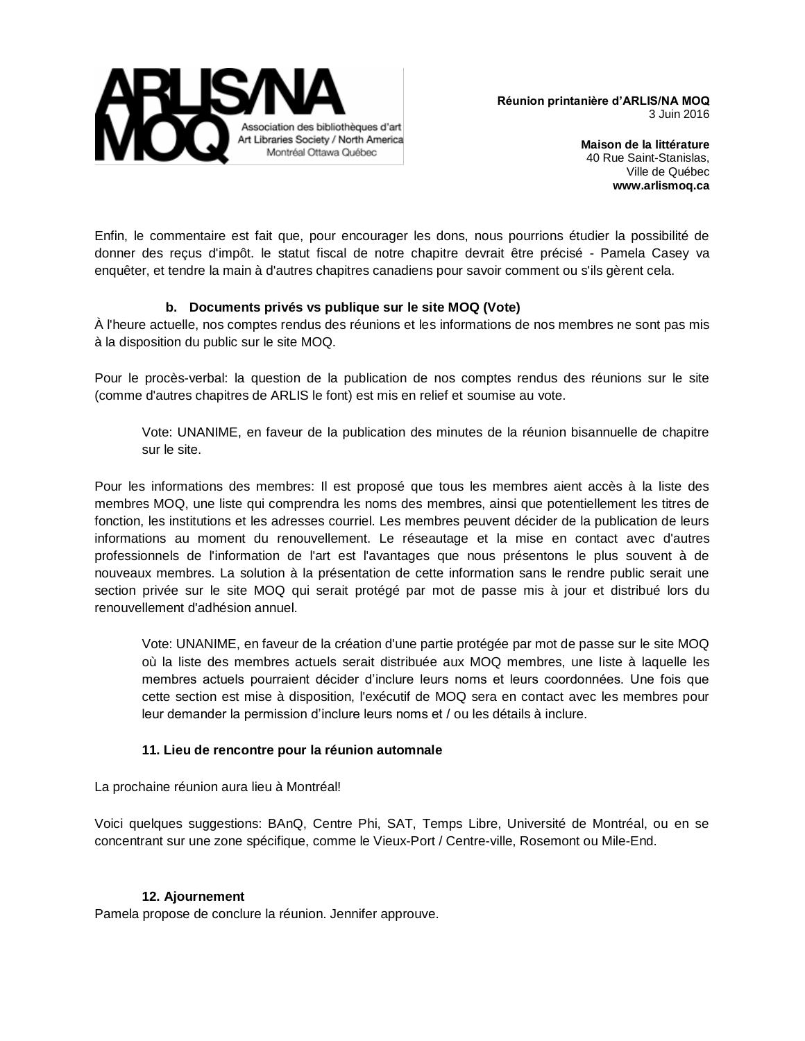Enfin, le commentaire est fait que, pour encourager les dons, nous pourrions étudier la possibilité de donner des reçus d'impôt. le statut fiscal de notre chapitre devrait être précisé - Pamela Casey va enquêter, et tendre la main à d'autres chapitres canadiens pour savoir comment ou s'ils gèrent cela.

### b. Documents privés vs publique sur le site MOQ (Vote)

À l'heure actuelle, nos comptes rendus des réunions et les informations de nos membres ne sont pas mis à la disposition du public sur le site MOQ.

Pour le procès-verbal: la question de la publication de nos comptes rendus des réunions sur le site (comme d'autres chapitres de ARLIS le font) est mis en relief et soumise au vote.

> Vote: UNANIME, en faveur de la publication des minutes de la réunion bisannuelle de chapitre sur le site.

Pour les informations des membres: Il est proposé que tous les membres aient accès à la liste des membres MOQ, une liste qui comprendra les noms des membres, ainsi que potentiellement les titres de fonction, les institutions et les adresses courriel. Les membres peuvent décider de la publication de leurs informations au moment du renouvellement. Le réseautage et la mise en contact avec d'autres professionnels de l'information de l'art est l'avantages que nous présentons le plus souvent à de nouveaux membres. La solution à la présentation de cette information sans le rendre public serait une section privée sur le site MOQ qui serait protégé par mot de passe mis à jour et distribué lors du renouvellement d'adhésion annuel.

> Vote: UNANIME, en faveur de la création d'une partie protégée par mot de passe sur le site MOQ où la liste des membres actuels serait distribuée aux MOQ membres, une liste à laquelle les membres actuels pourraient décider d'inclure leurs noms et leurs coordonnées. Une fois que cette section est mise à disposition, l'exécutif de MOQ sera en contact avec les membres pour leur demander la permission d'inclure leurs noms et / ou les détails à inclure.

### 11. Lieu de rencontre pour la réunion automnale

La prochaine réunion aura lieu à Montréal!

Voici quelques suggestions: BAnQ, Centre Phi, SAT, Temps Libre, Université de Montréal, ou en se concentrant sur une zone spécifique, comme le Vieux-Port / Centre-ville, Rosemont ou Mile-End.

### 12. Ajournement

Pamela propose de conclure la réunion. Jennifer approuve.